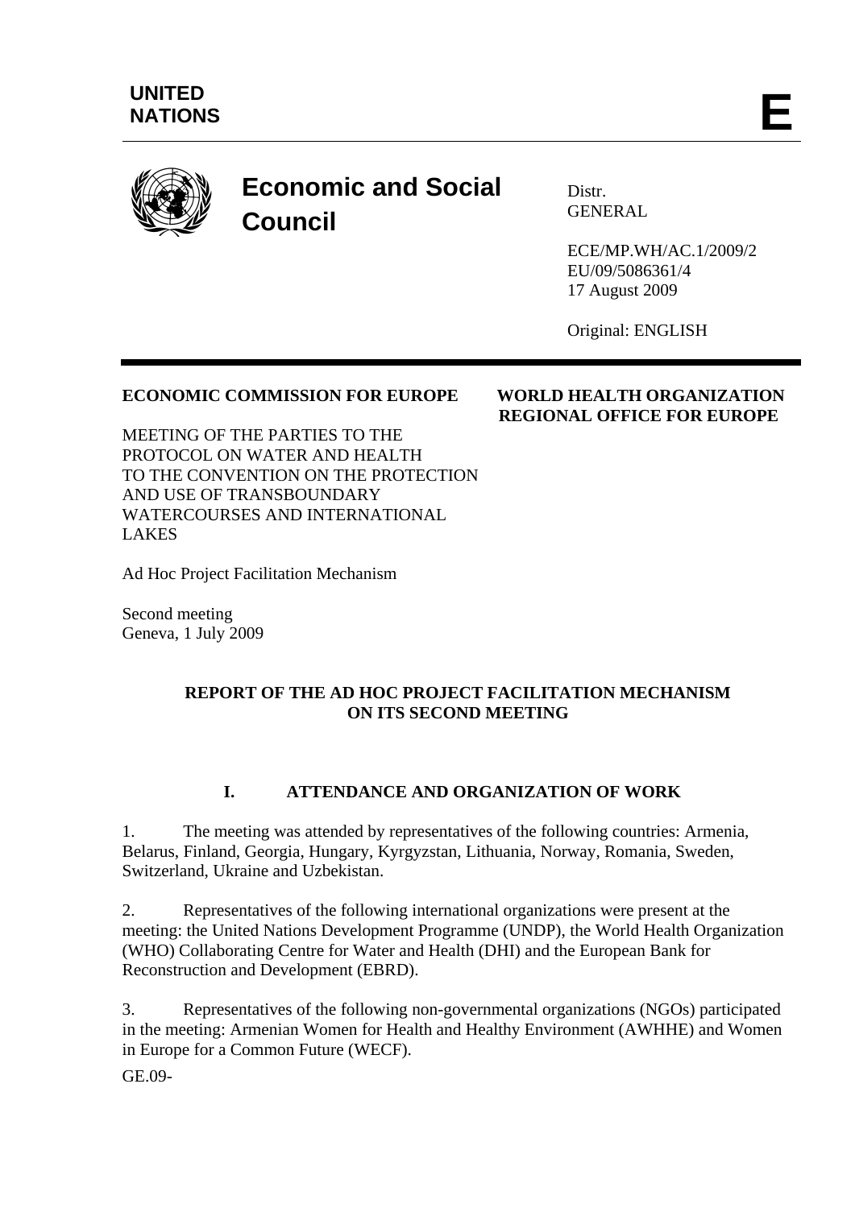UNITED NATIONS

E

# Economic and Social Council

Distr.
GENERAL

ECE/MP.WH/AC.1/2009/2
EU/09/5086361/4
17 August 2009

Original: ENGLISH

**ECONOMIC COMMISSION FOR EUROPE**

**WORLD HEALTH ORGANIZATION REGIONAL OFFICE FOR EUROPE**

MEETING OF THE PARTIES TO THE PROTOCOL ON WATER AND HEALTH TO THE CONVENTION ON THE PROTECTION AND USE OF TRANSBOUNDARY WATERCOURSES AND INTERNATIONAL LAKES

Ad Hoc Project Facilitation Mechanism

Second meeting
Geneva, 1 July 2009

## REPORT OF THE AD HOC PROJECT FACILITATION MECHANISM ON ITS SECOND MEETING

### I. ATTENDANCE AND ORGANIZATION OF WORK

1. The meeting was attended by representatives of the following countries: Armenia, Belarus, Finland, Georgia, Hungary, Kyrgyzstan, Lithuania, Norway, Romania, Sweden, Switzerland, Ukraine and Uzbekistan.

2. Representatives of the following international organizations were present at the meeting: the United Nations Development Programme (UNDP), the World Health Organization (WHO) Collaborating Centre for Water and Health (DHI) and the European Bank for Reconstruction and Development (EBRD).

3. Representatives of the following non-governmental organizations (NGOs) participated in the meeting: Armenian Women for Health and Healthy Environment (AWHHE) and Women in Europe for a Common Future (WECF).

GE.09-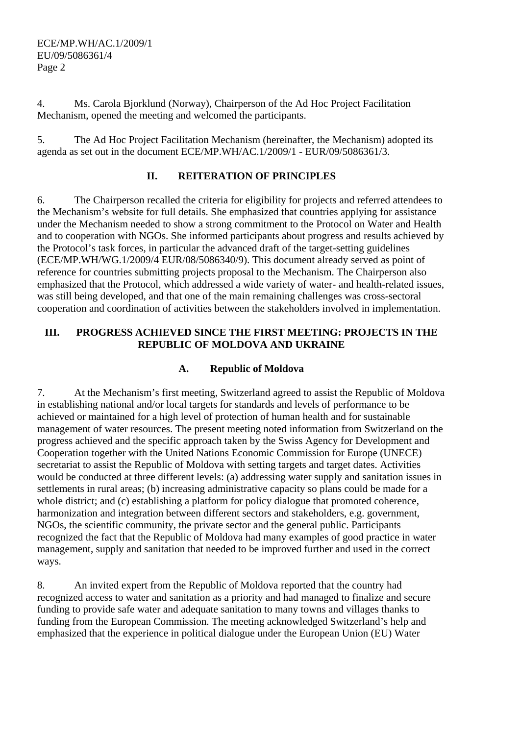4. Ms. Carola Bjorklund (Norway), Chairperson of the Ad Hoc Project Facilitation Mechanism, opened the meeting and welcomed the participants.

5. The Ad Hoc Project Facilitation Mechanism (hereinafter, the Mechanism) adopted its agenda as set out in the document ECE/MP.WH/AC.1/2009/1 - EUR/09/5086361/3.

## II. REITERATION OF PRINCIPLES

6. The Chairperson recalled the criteria for eligibility for projects and referred attendees to the Mechanism's website for full details. She emphasized that countries applying for assistance under the Mechanism needed to show a strong commitment to the Protocol on Water and Health and to cooperation with NGOs. She informed participants about progress and results achieved by the Protocol's task forces, in particular the advanced draft of the target-setting guidelines (ECE/MP.WH/WG.1/2009/4 EUR/08/5086340/9). This document already served as point of reference for countries submitting projects proposal to the Mechanism. The Chairperson also emphasized that the Protocol, which addressed a wide variety of water- and health-related issues, was still being developed, and that one of the main remaining challenges was cross-sectoral cooperation and coordination of activities between the stakeholders involved in implementation.

## III. PROGRESS ACHIEVED SINCE THE FIRST MEETING: PROJECTS IN THE REPUBLIC OF MOLDOVA AND UKRAINE

### A. Republic of Moldova

7. At the Mechanism's first meeting, Switzerland agreed to assist the Republic of Moldova in establishing national and/or local targets for standards and levels of performance to be achieved or maintained for a high level of protection of human health and for sustainable management of water resources. The present meeting noted information from Switzerland on the progress achieved and the specific approach taken by the Swiss Agency for Development and Cooperation together with the United Nations Economic Commission for Europe (UNECE) secretariat to assist the Republic of Moldova with setting targets and target dates. Activities would be conducted at three different levels: (a) addressing water supply and sanitation issues in settlements in rural areas; (b) increasing administrative capacity so plans could be made for a whole district; and (c) establishing a platform for policy dialogue that promoted coherence, harmonization and integration between different sectors and stakeholders, e.g. government, NGOs, the scientific community, the private sector and the general public. Participants recognized the fact that the Republic of Moldova had many examples of good practice in water management, supply and sanitation that needed to be improved further and used in the correct ways.

8. An invited expert from the Republic of Moldova reported that the country had recognized access to water and sanitation as a priority and had managed to finalize and secure funding to provide safe water and adequate sanitation to many towns and villages thanks to funding from the European Commission. The meeting acknowledged Switzerland's help and emphasized that the experience in political dialogue under the European Union (EU) Water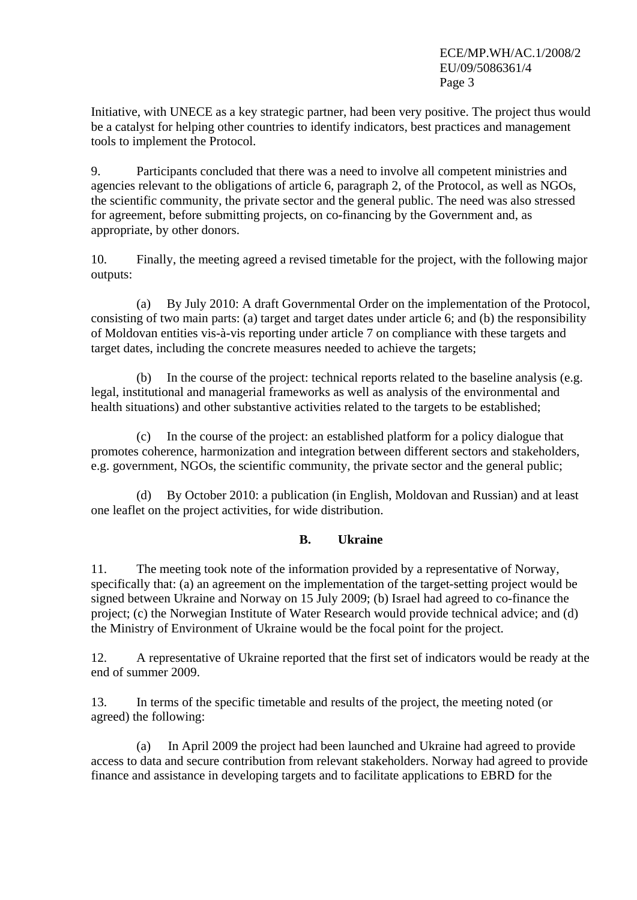Initiative, with UNECE as a key strategic partner, had been very positive. The project thus would be a catalyst for helping other countries to identify indicators, best practices and management tools to implement the Protocol.

9. Participants concluded that there was a need to involve all competent ministries and agencies relevant to the obligations of article 6, paragraph 2, of the Protocol, as well as NGOs, the scientific community, the private sector and the general public. The need was also stressed for agreement, before submitting projects, on co-financing by the Government and, as appropriate, by other donors.

10. Finally, the meeting agreed a revised timetable for the project, with the following major outputs:

(a) By July 2010: A draft Governmental Order on the implementation of the Protocol, consisting of two main parts: (a) target and target dates under article 6; and (b) the responsibility of Moldovan entities vis-à-vis reporting under article 7 on compliance with these targets and target dates, including the concrete measures needed to achieve the targets;

(b) In the course of the project: technical reports related to the baseline analysis (e.g. legal, institutional and managerial frameworks as well as analysis of the environmental and health situations) and other substantive activities related to the targets to be established;

(c) In the course of the project: an established platform for a policy dialogue that promotes coherence, harmonization and integration between different sectors and stakeholders, e.g. government, NGOs, the scientific community, the private sector and the general public;

(d) By October 2010: a publication (in English, Moldovan and Russian) and at least one leaflet on the project activities, for wide distribution.

## B. Ukraine

11. The meeting took note of the information provided by a representative of Norway, specifically that: (a) an agreement on the implementation of the target-setting project would be signed between Ukraine and Norway on 15 July 2009; (b) Israel had agreed to co-finance the project; (c) the Norwegian Institute of Water Research would provide technical advice; and (d) the Ministry of Environment of Ukraine would be the focal point for the project.

12. A representative of Ukraine reported that the first set of indicators would be ready at the end of summer 2009.

13. In terms of the specific timetable and results of the project, the meeting noted (or agreed) the following:

(a) In April 2009 the project had been launched and Ukraine had agreed to provide access to data and secure contribution from relevant stakeholders. Norway had agreed to provide finance and assistance in developing targets and to facilitate applications to EBRD for the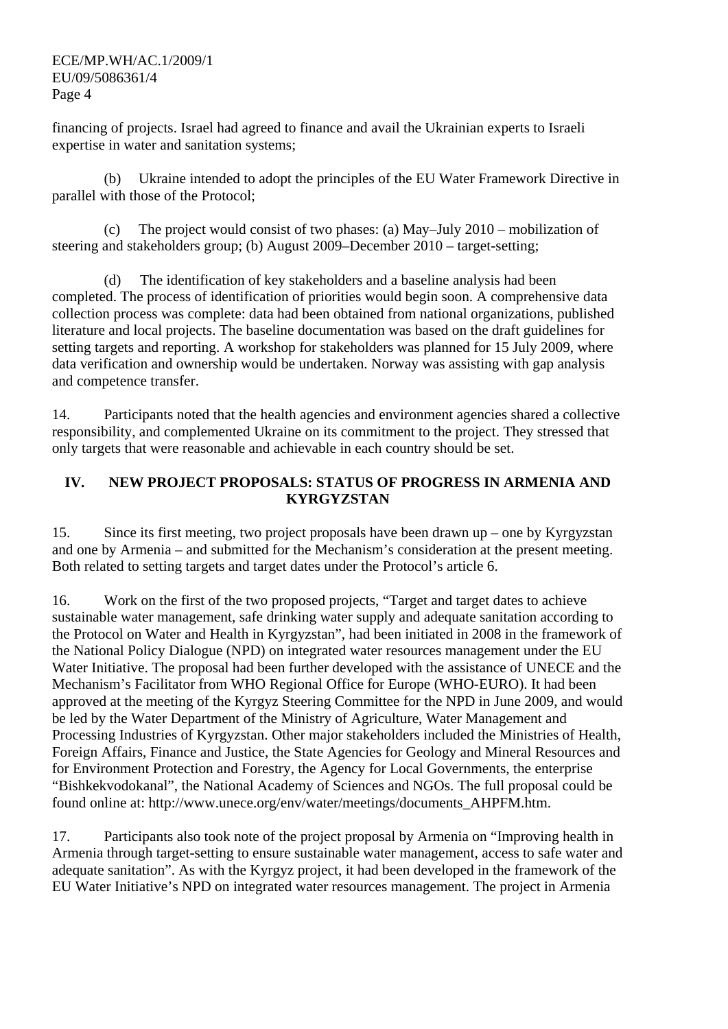financing of projects. Israel had agreed to finance and avail the Ukrainian experts to Israeli expertise in water and sanitation systems;

(b) Ukraine intended to adopt the principles of the EU Water Framework Directive in parallel with those of the Protocol;

(c) The project would consist of two phases: (a) May–July 2010 – mobilization of steering and stakeholders group; (b) August 2009–December 2010 – target-setting;

(d) The identification of key stakeholders and a baseline analysis had been completed. The process of identification of priorities would begin soon. A comprehensive data collection process was complete: data had been obtained from national organizations, published literature and local projects. The baseline documentation was based on the draft guidelines for setting targets and reporting. A workshop for stakeholders was planned for 15 July 2009, where data verification and ownership would be undertaken. Norway was assisting with gap analysis and competence transfer.

14. Participants noted that the health agencies and environment agencies shared a collective responsibility, and complemented Ukraine on its commitment to the project. They stressed that only targets that were reasonable and achievable in each country should be set.

## IV. NEW PROJECT PROPOSALS: STATUS OF PROGRESS IN ARMENIA AND KYRGYZSTAN

15. Since its first meeting, two project proposals have been drawn up – one by Kyrgyzstan and one by Armenia – and submitted for the Mechanism's consideration at the present meeting. Both related to setting targets and target dates under the Protocol's article 6.

16. Work on the first of the two proposed projects, "Target and target dates to achieve sustainable water management, safe drinking water supply and adequate sanitation according to the Protocol on Water and Health in Kyrgyzstan", had been initiated in 2008 in the framework of the National Policy Dialogue (NPD) on integrated water resources management under the EU Water Initiative. The proposal had been further developed with the assistance of UNECE and the Mechanism's Facilitator from WHO Regional Office for Europe (WHO-EURO). It had been approved at the meeting of the Kyrgyz Steering Committee for the NPD in June 2009, and would be led by the Water Department of the Ministry of Agriculture, Water Management and Processing Industries of Kyrgyzstan. Other major stakeholders included the Ministries of Health, Foreign Affairs, Finance and Justice, the State Agencies for Geology and Mineral Resources and for Environment Protection and Forestry, the Agency for Local Governments, the enterprise "Bishkekvodokanal", the National Academy of Sciences and NGOs. The full proposal could be found online at: http://www.unece.org/env/water/meetings/documents_AHPFM.htm.

17. Participants also took note of the project proposal by Armenia on "Improving health in Armenia through target-setting to ensure sustainable water management, access to safe water and adequate sanitation". As with the Kyrgyz project, it had been developed in the framework of the EU Water Initiative's NPD on integrated water resources management. The project in Armenia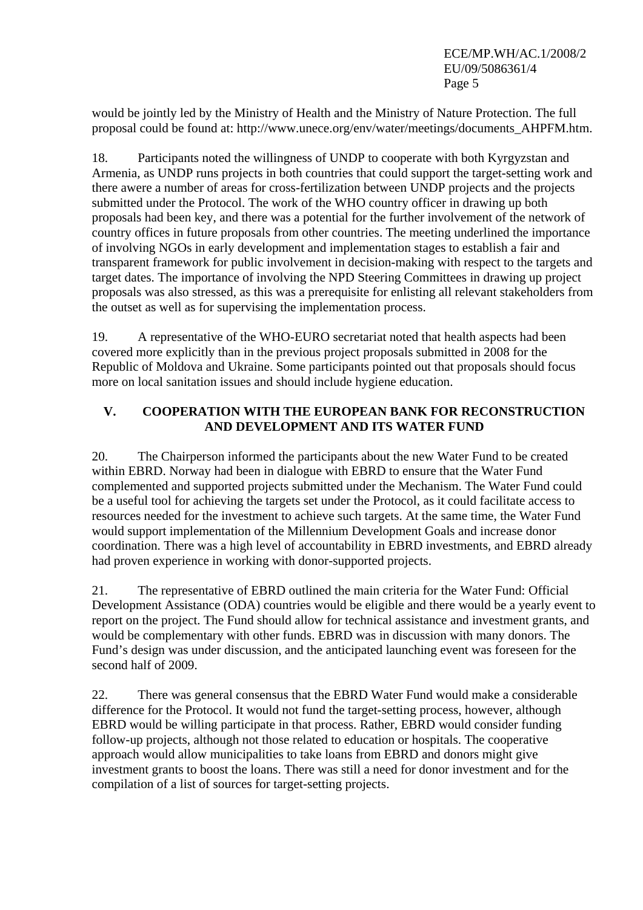would be jointly led by the Ministry of Health and the Ministry of Nature Protection. The full proposal could be found at: http://www.unece.org/env/water/meetings/documents_AHPFM.htm.

18. Participants noted the willingness of UNDP to cooperate with both Kyrgyzstan and Armenia, as UNDP runs projects in both countries that could support the target-setting work and there awere a number of areas for cross-fertilization between UNDP projects and the projects submitted under the Protocol. The work of the WHO country officer in drawing up both proposals had been key, and there was a potential for the further involvement of the network of country offices in future proposals from other countries. The meeting underlined the importance of involving NGOs in early development and implementation stages to establish a fair and transparent framework for public involvement in decision-making with respect to the targets and target dates. The importance of involving the NPD Steering Committees in drawing up project proposals was also stressed, as this was a prerequisite for enlisting all relevant stakeholders from the outset as well as for supervising the implementation process.

19. A representative of the WHO-EURO secretariat noted that health aspects had been covered more explicitly than in the previous project proposals submitted in 2008 for the Republic of Moldova and Ukraine. Some participants pointed out that proposals should focus more on local sanitation issues and should include hygiene education.

## V. COOPERATION WITH THE EUROPEAN BANK FOR RECONSTRUCTION AND DEVELOPMENT AND ITS WATER FUND

20. The Chairperson informed the participants about the new Water Fund to be created within EBRD. Norway had been in dialogue with EBRD to ensure that the Water Fund complemented and supported projects submitted under the Mechanism. The Water Fund could be a useful tool for achieving the targets set under the Protocol, as it could facilitate access to resources needed for the investment to achieve such targets. At the same time, the Water Fund would support implementation of the Millennium Development Goals and increase donor coordination. There was a high level of accountability in EBRD investments, and EBRD already had proven experience in working with donor-supported projects.

21. The representative of EBRD outlined the main criteria for the Water Fund: Official Development Assistance (ODA) countries would be eligible and there would be a yearly event to report on the project. The Fund should allow for technical assistance and investment grants, and would be complementary with other funds. EBRD was in discussion with many donors. The Fund's design was under discussion, and the anticipated launching event was foreseen for the second half of 2009.

22. There was general consensus that the EBRD Water Fund would make a considerable difference for the Protocol. It would not fund the target-setting process, however, although EBRD would be willing participate in that process. Rather, EBRD would consider funding follow-up projects, although not those related to education or hospitals. The cooperative approach would allow municipalities to take loans from EBRD and donors might give investment grants to boost the loans. There was still a need for donor investment and for the compilation of a list of sources for target-setting projects.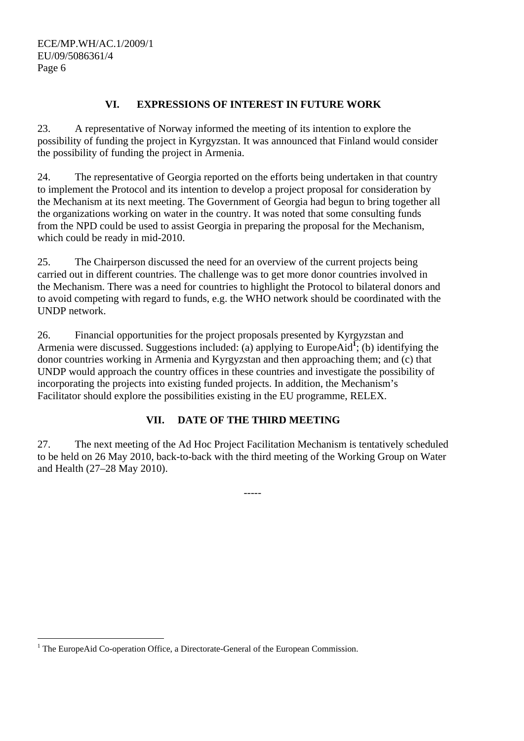## VI. EXPRESSIONS OF INTEREST IN FUTURE WORK

23. A representative of Norway informed the meeting of its intention to explore the possibility of funding the project in Kyrgyzstan. It was announced that Finland would consider the possibility of funding the project in Armenia.

24. The representative of Georgia reported on the efforts being undertaken in that country to implement the Protocol and its intention to develop a project proposal for consideration by the Mechanism at its next meeting. The Government of Georgia had begun to bring together all the organizations working on water in the country. It was noted that some consulting funds from the NPD could be used to assist Georgia in preparing the proposal for the Mechanism, which could be ready in mid-2010.

25. The Chairperson discussed the need for an overview of the current projects being carried out in different countries. The challenge was to get more donor countries involved in the Mechanism. There was a need for countries to highlight the Protocol to bilateral donors and to avoid competing with regard to funds, e.g. the WHO network should be coordinated with the UNDP network.

26. Financial opportunities for the project proposals presented by Kyrgyzstan and Armenia were discussed. Suggestions included: (a) applying to EuropeAid[1]; (b) identifying the donor countries working in Armenia and Kyrgyzstan and then approaching them; and (c) that UNDP would approach the country offices in these countries and investigate the possibility of incorporating the projects into existing funded projects. In addition, the Mechanism's Facilitator should explore the possibilities existing in the EU programme, RELEX.

## VII. DATE OF THE THIRD MEETING

27. The next meeting of the Ad Hoc Project Facilitation Mechanism is tentatively scheduled to be held on 26 May 2010, back-to-back with the third meeting of the Working Group on Water and Health (27–28 May 2010).

-----

[1] The EuropeAid Co-operation Office, a Directorate-General of the European Commission.